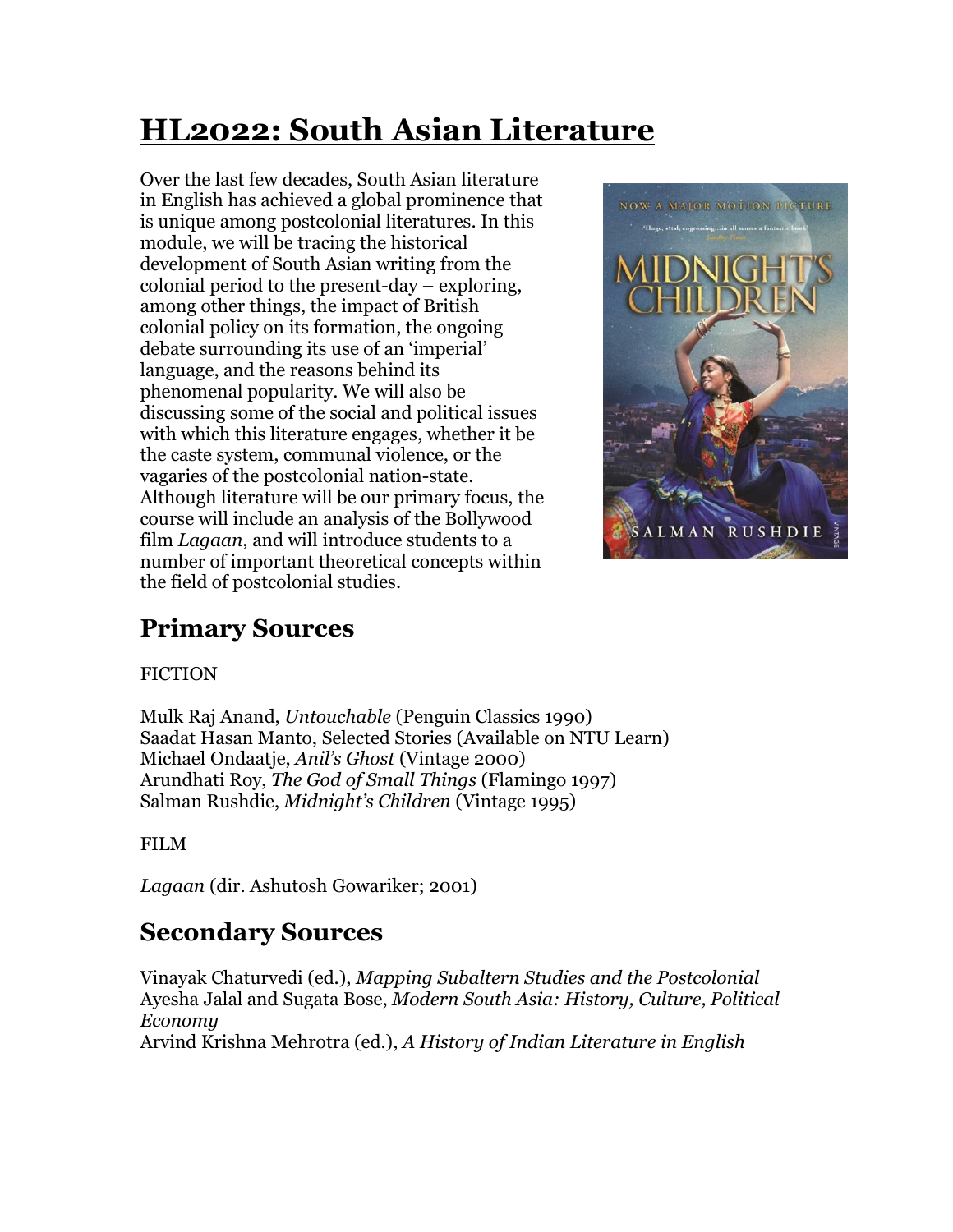# HL2022: South Asian Literature

Over the last few decades, South Asian literature in English has achieved a global prominence that is unique among postcolonial literatures. In this module, we will be tracing the historical development of South Asian writing from the colonial period to the present-day – exploring, among other things, the impact of British colonial policy on its formation, the ongoing debate surrounding its use of an 'imperial' language, and the reasons behind its phenomenal popularity. We will also be discussing some of the social and political issues with which this literature engages, whether it be the caste system, communal violence, or the vagaries of the postcolonial nation-state. Although literature will be our primary focus, the course will include an analysis of the Bollywood film *Lagaan*, and will introduce students to a number of important theoretical concepts within the field of postcolonial studies.

## Primary Sources

FICTION

Mulk Raj Anand, *Untouchable* (Penguin Classics 1990)
Saadat Hasan Manto, Selected Stories (Available on NTU Learn)
Michael Ondaatje, *Anil's Ghost* (Vintage 2000)
Arundhati Roy, *The God of Small Things* (Flamingo 1997)
Salman Rushdie, *Midnight's Children* (Vintage 1995)

FILM

*Lagaan* (dir. Ashutosh Gowariker; 2001)

## Secondary Sources

Vinayak Chaturvedi (ed.), *Mapping Subaltern Studies and the Postcolonial*
Ayesha Jalal and Sugata Bose, *Modern South Asia: History, Culture, Political Economy*
Arvind Krishna Mehrotra (ed.), *A History of Indian Literature in English*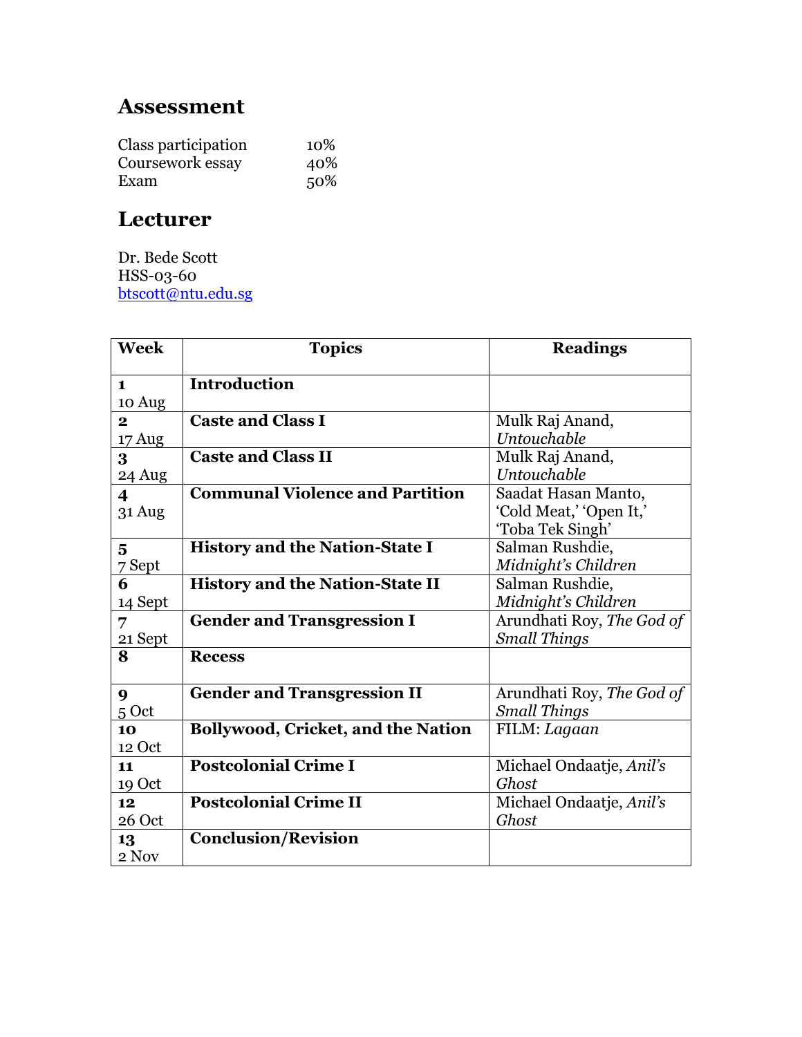## Assessment

| | |
|---|---|
| Class participation | 10% |
| Coursework essay | 40% |
| Exam | 50% |

## Lecturer

Dr. Bede Scott
HSS-03-60
btscott@ntu.edu.sg

| Week | Topics | Readings |
|---|---|---|
| **1** 10 Aug | **Introduction** | |
| **2** 17 Aug | **Caste and Class I** | Mulk Raj Anand, *Untouchable* |
| **3** 24 Aug | **Caste and Class II** | Mulk Raj Anand, *Untouchable* |
| **4** 31 Aug | **Communal Violence and Partition** | Saadat Hasan Manto, 'Cold Meat,' 'Open It,' 'Toba Tek Singh' |
| **5** 7 Sept | **History and the Nation-State I** | Salman Rushdie, *Midnight's Children* |
| **6** 14 Sept | **History and the Nation-State II** | Salman Rushdie, *Midnight's Children* |
| **7** 21 Sept | **Gender and Transgression I** | Arundhati Roy, *The God of Small Things* |
| **8** | **Recess** | |
| **9** 5 Oct | **Gender and Transgression II** | Arundhati Roy, *The God of Small Things* |
| **10** 12 Oct | **Bollywood, Cricket, and the Nation** | FILM: *Lagaan* |
| **11** 19 Oct | **Postcolonial Crime I** | Michael Ondaatje, *Anil's Ghost* |
| **12** 26 Oct | **Postcolonial Crime II** | Michael Ondaatje, *Anil's Ghost* |
| **13** 2 Nov | **Conclusion/Revision** | |